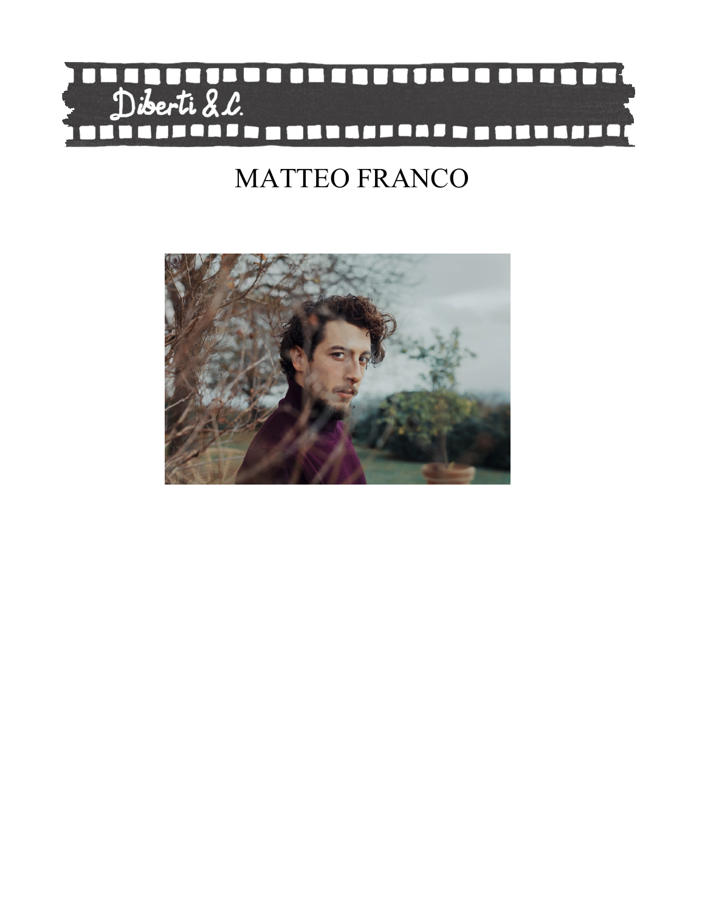Diberti & C.

# MATTEO FRANCO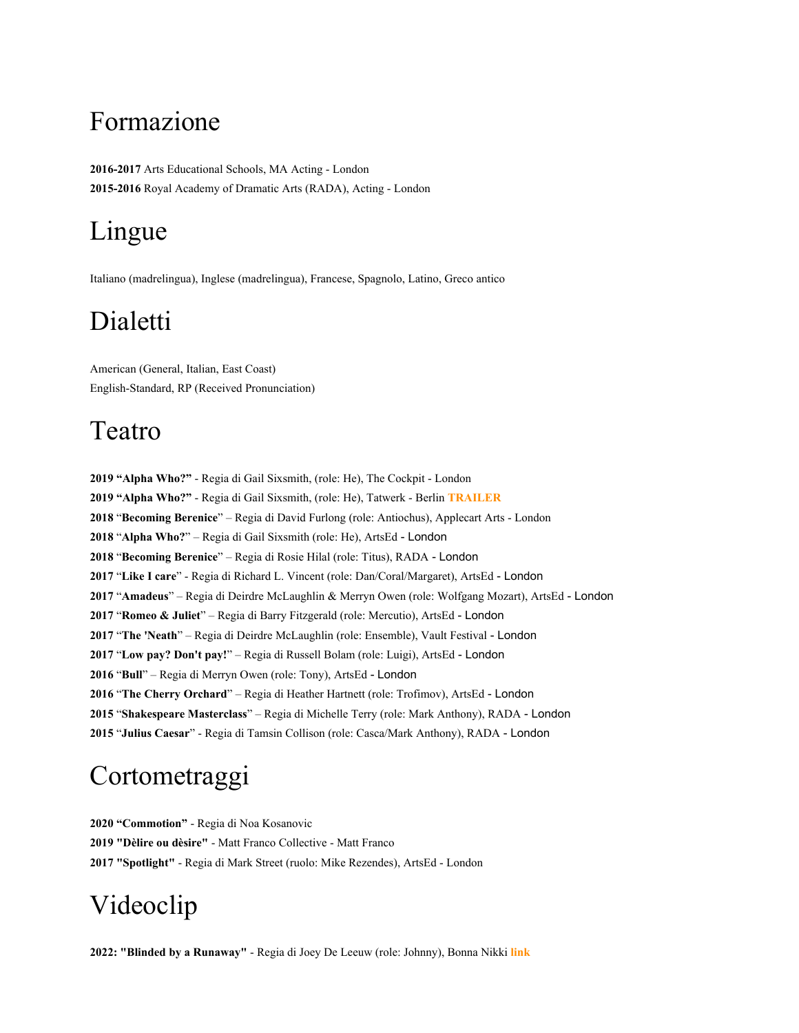# Formazione

**2016-2017** Arts Educational Schools, MA Acting - London
**2015-2016** Royal Academy of Dramatic Arts (RADA), Acting - London

# Lingue

Italiano (madrelingua), Inglese (madrelingua), Francese, Spagnolo, Latino, Greco antico

# Dialetti

American (General, Italian, East Coast)
English-Standard, RP (Received Pronunciation)

# Teatro

**2019 "Alpha Who?"** - Regia di Gail Sixsmith, (role: He), The Cockpit - London
**2019 "Alpha Who?"** - Regia di Gail Sixsmith, (role: He), Tatwerk - Berlin **TRAILER**
**2018** "**Becoming Berenice**" – Regia di David Furlong (role: Antiochus), Applecart Arts - London
**2018** "**Alpha Who?**" – Regia di Gail Sixsmith (role: He), ArtsEd - London
**2018** "**Becoming Berenice**" – Regia di Rosie Hilal (role: Titus), RADA - London
**2017** "**Like I care**" - Regia di Richard L. Vincent (role: Dan/Coral/Margaret), ArtsEd - London
**2017** "**Amadeus**" – Regia di Deirdre McLaughlin & Merryn Owen (role: Wolfgang Mozart), ArtsEd - London
**2017** "**Romeo & Juliet**" – Regia di Barry Fitzgerald (role: Mercutio), ArtsEd - London
**2017** "**The 'Neath**" – Regia di Deirdre McLaughlin (role: Ensemble), Vault Festival - London
**2017** "**Low pay? Don't pay!**" – Regia di Russell Bolam (role: Luigi), ArtsEd - London
**2016** "**Bull**" – Regia di Merryn Owen (role: Tony), ArtsEd - London
**2016** "**The Cherry Orchard**" – Regia di Heather Hartnett (role: Trofimov), ArtsEd - London
**2015** "**Shakespeare Masterclass**" – Regia di Michelle Terry (role: Mark Anthony), RADA - London
**2015** "**Julius Caesar**" - Regia di Tamsin Collison (role: Casca/Mark Anthony), RADA - London

# Cortometraggi

**2020 "Commotion"** - Regia di Noa Kosanovic
**2019 "Dèlire ou dèsire"** - Matt Franco Collective - Matt Franco
**2017 "Spotlight"** - Regia di Mark Street (ruolo: Mike Rezendes), ArtsEd - London

# Videoclip

**2022: "Blinded by a Runaway"** - Regia di Joey De Leeuw (role: Johnny), Bonna Nikki **link**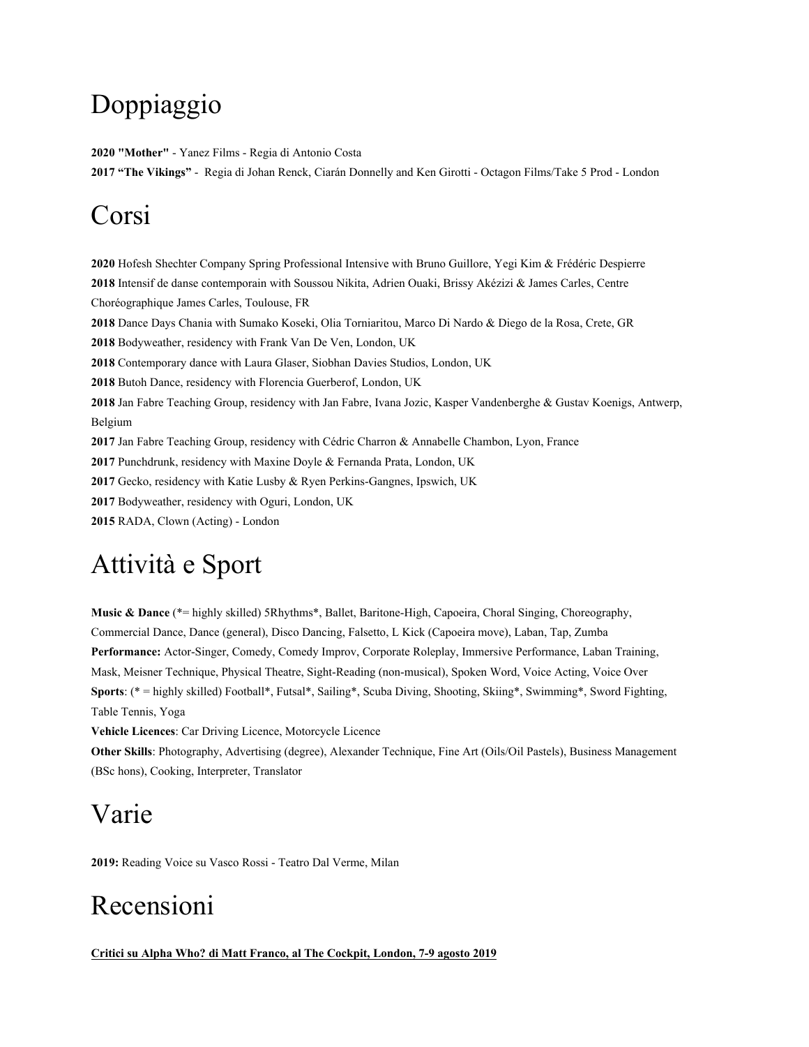# Doppiaggio

**2020 "Mother"** - Yanez Films - Regia di Antonio Costa
**2017 "The Vikings"** - Regia di Johan Renck, Ciarán Donnelly and Ken Girotti - Octagon Films/Take 5 Prod - London

# Corsi

**2020** Hofesh Shechter Company Spring Professional Intensive with Bruno Guillore, Yegi Kim & Frédéric Despierre
**2018** Intensif de danse contemporain with Soussou Nikita, Adrien Ouaki, Brissy Akézizi & James Carles, Centre Chorégraphique James Carles, Toulouse, FR
**2018** Dance Days Chania with Sumako Koseki, Olia Torniaritou, Marco Di Nardo & Diego de la Rosa, Crete, GR
**2018** Bodyweather, residency with Frank Van De Ven, London, UK
**2018** Contemporary dance with Laura Glaser, Siobhan Davies Studios, London, UK
**2018** Butoh Dance, residency with Florencia Guerberof, London, UK
**2018** Jan Fabre Teaching Group, residency with Jan Fabre, Ivana Jozic, Kasper Vandenberghe & Gustav Koenigs, Antwerp, Belgium
**2017** Jan Fabre Teaching Group, residency with Cédric Charron & Annabelle Chambon, Lyon, France
**2017** Punchdrunk, residency with Maxine Doyle & Fernanda Prata, London, UK
**2017** Gecko, residency with Katie Lusby & Ryen Perkins-Gangnes, Ipswich, UK
**2017** Bodyweather, residency with Oguri, London, UK
**2015** RADA, Clown (Acting) - London

# Attività e Sport

**Music & Dance** (*= highly skilled) 5Rhythms*, Ballet, Baritone-High, Capoeira, Choral Singing, Choreography, Commercial Dance, Dance (general), Disco Dancing, Falsetto, L Kick (Capoeira move), Laban, Tap, Zumba
**Performance:** Actor-Singer, Comedy, Comedy Improv, Corporate Roleplay, Immersive Performance, Laban Training, Mask, Meisner Technique, Physical Theatre, Sight-Reading (non-musical), Spoken Word, Voice Acting, Voice Over
**Sports**: (* = highly skilled) Football*, Futsal*, Sailing*, Scuba Diving, Shooting, Skiing*, Swimming*, Sword Fighting, Table Tennis, Yoga
**Vehicle Licences**: Car Driving Licence, Motorcycle Licence
**Other Skills**: Photography, Advertising (degree), Alexander Technique, Fine Art (Oils/Oil Pastels), Business Management (BSc hons), Cooking, Interpreter, Translator

# Varie

**2019:** Reading Voice su Vasco Rossi - Teatro Dal Verme, Milan

# Recensioni

**Critici su Alpha Who? di Matt Franco, al The Cockpit, London, 7-9 agosto 2019**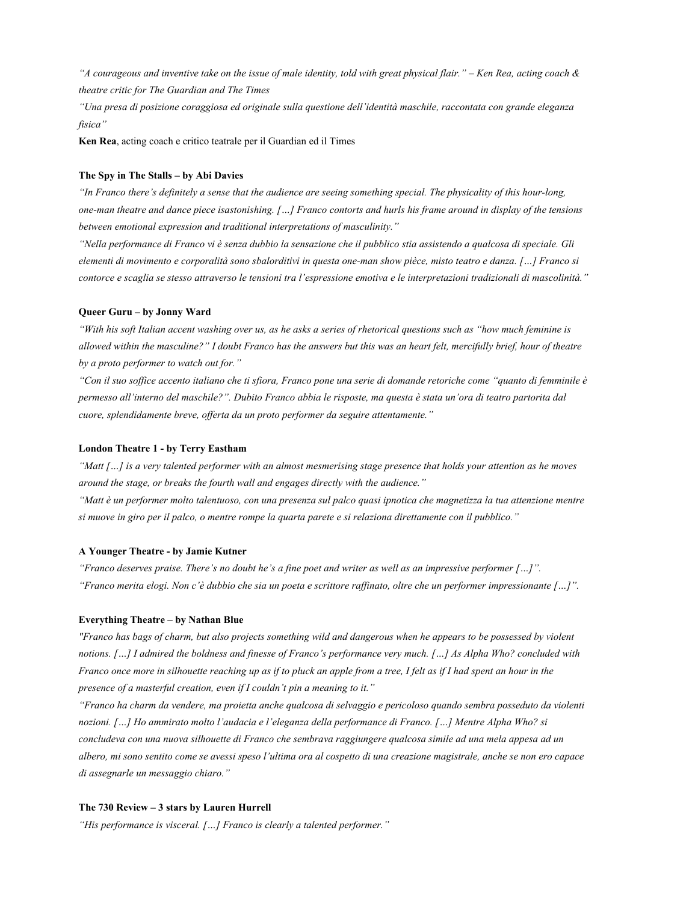*"A courageous and inventive take on the issue of male identity, told with great physical flair." – Ken Rea, acting coach & theatre critic for The Guardian and The Times*

*"Una presa di posizione coraggiosa ed originale sulla questione dell'identità maschile, raccontata con grande eleganza fisica"*

**Ken Rea**, acting coach e critico teatrale per il Guardian ed il Times

**The Spy in The Stalls – by Abi Davies**

*"In Franco there's definitely a sense that the audience are seeing something special. The physicality of this hour-long, one-man theatre and dance piece isastonishing. […] Franco contorts and hurls his frame around in display of the tensions between emotional expression and traditional interpretations of masculinity."*

*"Nella performance di Franco vi è senza dubbio la sensazione che il pubblico stia assistendo a qualcosa di speciale. Gli elementi di movimento e corporalità sono sbalorditivi in questa one-man show pièce, misto teatro e danza. […] Franco si contorce e scaglia se stesso attraverso le tensioni tra l'espressione emotiva e le interpretazioni tradizionali di mascolinità."*

**Queer Guru – by Jonny Ward**

*"With his soft Italian accent washing over us, as he asks a series of rhetorical questions such as "how much feminine is allowed within the masculine?" I doubt Franco has the answers but this was an heart felt, mercifully brief, hour of theatre by a proto performer to watch out for."*

*"Con il suo soffice accento italiano che ti sfiora, Franco pone una serie di domande retoriche come "quanto di femminile è permesso all'interno del maschile?". Dubito Franco abbia le risposte, ma questa è stata un'ora di teatro partorita dal cuore, splendidamente breve, offerta da un proto performer da seguire attentamente."*

**London Theatre 1 - by Terry Eastham**

*"Matt […] is a very talented performer with an almost mesmerising stage presence that holds your attention as he moves around the stage, or breaks the fourth wall and engages directly with the audience."*

*"Matt è un performer molto talentuoso, con una presenza sul palco quasi ipnotica che magnetizza la tua attenzione mentre si muove in giro per il palco, o mentre rompe la quarta parete e si relaziona direttamente con il pubblico."*

**A Younger Theatre - by Jamie Kutner**

*"Franco deserves praise. There's no doubt he's a fine poet and writer as well as an impressive performer […]".*

*"Franco merita elogi. Non c'è dubbio che sia un poeta e scrittore raffinato, oltre che un performer impressionante […]".*

**Everything Theatre – by Nathan Blue**

*"Franco has bags of charm, but also projects something wild and dangerous when he appears to be possessed by violent notions. […] I admired the boldness and finesse of Franco's performance very much. […] As Alpha Who? concluded with Franco once more in silhouette reaching up as if to pluck an apple from a tree, I felt as if I had spent an hour in the presence of a masterful creation, even if I couldn't pin a meaning to it."*

*"Franco ha charm da vendere, ma proietta anche qualcosa di selvaggio e pericoloso quando sembra posseduto da violenti nozioni. […] Ho ammirato molto l'audacia e l'eleganza della performance di Franco. […] Mentre Alpha Who? si concludeva con una nuova silhouette di Franco che sembrava raggiungere qualcosa simile ad una mela appesa ad un albero, mi sono sentito come se avessi speso l'ultima ora al cospetto di una creazione magistrale, anche se non ero capace di assegnarle un messaggio chiaro."*

**The 730 Review – 3 stars by Lauren Hurrell**

*"His performance is visceral. […] Franco is clearly a talented performer."*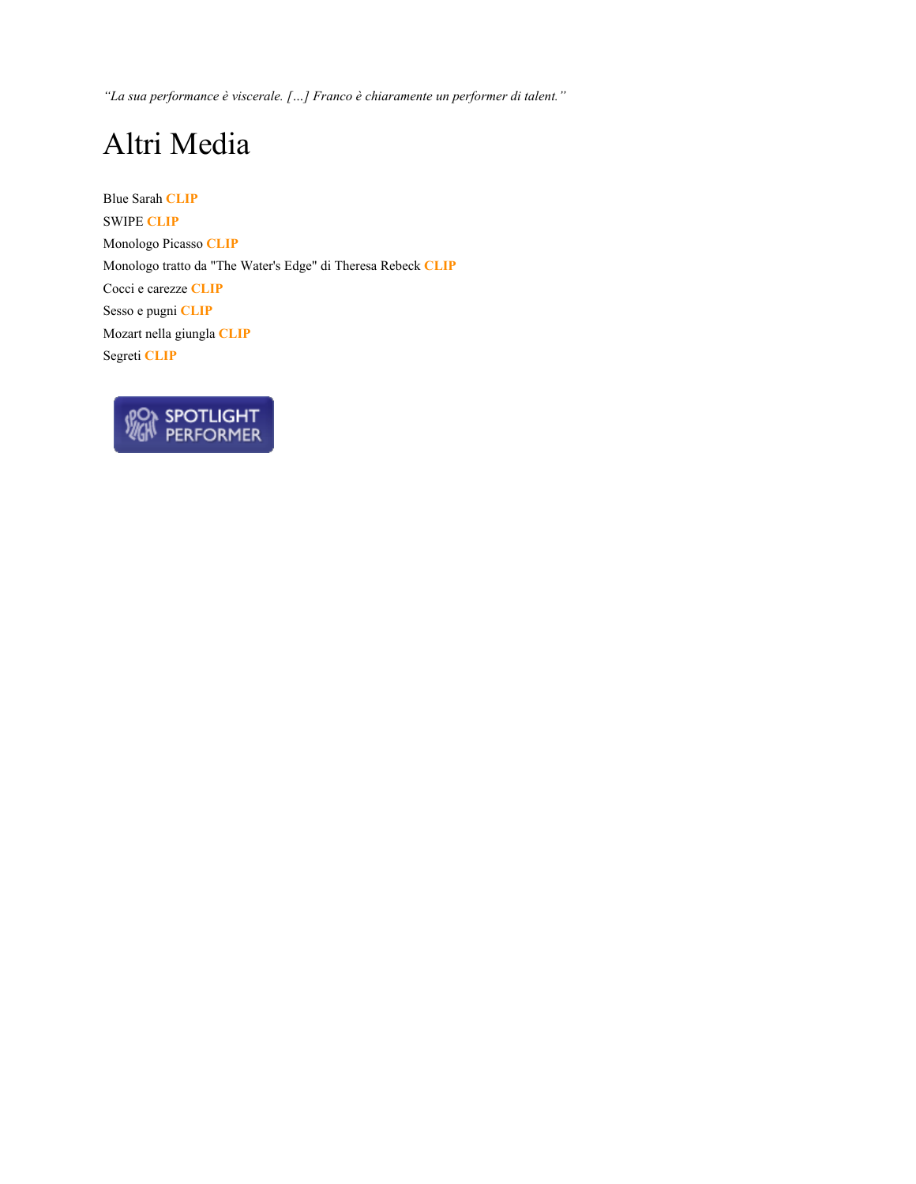*“La sua performance è viscerale. […] Franco è chiaramente un performer di talent.”*

# Altri Media

Blue Sarah **CLIP**
SWIPE **CLIP**
Monologo Picasso **CLIP**
Monologo tratto da "The Water's Edge" di Theresa Rebeck **CLIP**
Cocci e carezze **CLIP**
Sesso e pugni **CLIP**
Mozart nella giungla **CLIP**
Segreti **CLIP**

SPOTLIGHT PERFORMER